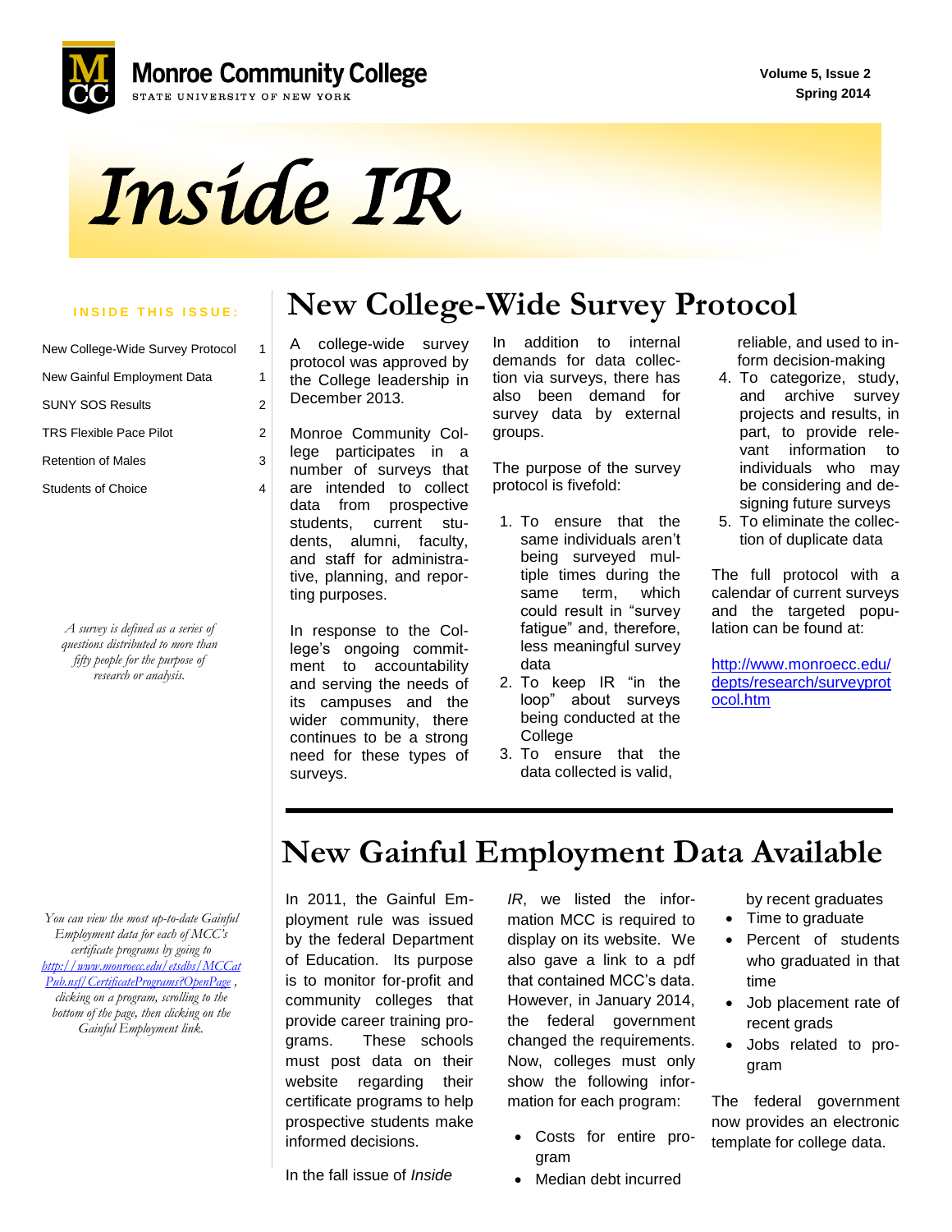Monroe Community College
STATE UNIVERSITY OF NEW YORK

Volume 5, Issue 2
Spring 2014

# Inside IR

**INSIDE THIS ISSUE:**

| | |
|---|---|
| New College-Wide Survey Protocol | 1 |
| New Gainful Employment Data | 1 |
| SUNY SOS Results | 2 |
| TRS Flexible Pace Pilot | 2 |
| Retention of Males | 3 |
| Students of Choice | 4 |

*A survey is defined as a series of questions distributed to more than fifty people for the purpose of research or analysis.*

## New College-Wide Survey Protocol

A college-wide survey protocol was approved by the College leadership in December 2013.

Monroe Community College participates in a number of surveys that are intended to collect data from prospective students, current students, alumni, faculty, and staff for administrative, planning, and reporting purposes.

In response to the College's ongoing commitment to accountability and serving the needs of its campuses and the wider community, there continues to be a strong need for these types of surveys.

In addition to internal demands for data collection via surveys, there has also been demand for survey data by external groups.

The purpose of the survey protocol is fivefold:

1. To ensure that the same individuals aren't being surveyed multiple times during the same term, which could result in "survey fatigue" and, therefore, less meaningful survey data
2. To keep IR "in the loop" about surveys being conducted at the College
3. To ensure that the data collected is valid, reliable, and used to inform decision-making
4. To categorize, study, and archive survey projects and results, in part, to provide relevant information to individuals who may be considering and designing future surveys
5. To eliminate the collection of duplicate data

The full protocol with a calendar of current surveys and the targeted population can be found at:

http://www.monroecc.edu/depts/research/surveyprotocol.htm

## New Gainful Employment Data Available

*You can view the most up-to-date Gainful Employment data for each of MCC's certificate programs by going to http://www.monroecc.edu/etsdbs/MCCatPub.nsf/CertificatePrograms?OpenPage , clicking on a program, scrolling to the bottom of the page, then clicking on the Gainful Employment link.*

In 2011, the Gainful Employment rule was issued by the federal Department of Education. Its purpose is to monitor for-profit and community colleges that provide career training programs. These schools must post data on their website regarding their certificate programs to help prospective students make informed decisions.

In the fall issue of *Inside IR*, we listed the information MCC is required to display on its website. We also gave a link to a pdf that contained MCC's data. However, in January 2014, the federal government changed the requirements. Now, colleges must only show the following information for each program:

- Costs for entire program
- Median debt incurred by recent graduates
- Time to graduate
- Percent of students who graduated in that time
- Job placement rate of recent grads
- Jobs related to program

The federal government now provides an electronic template for college data.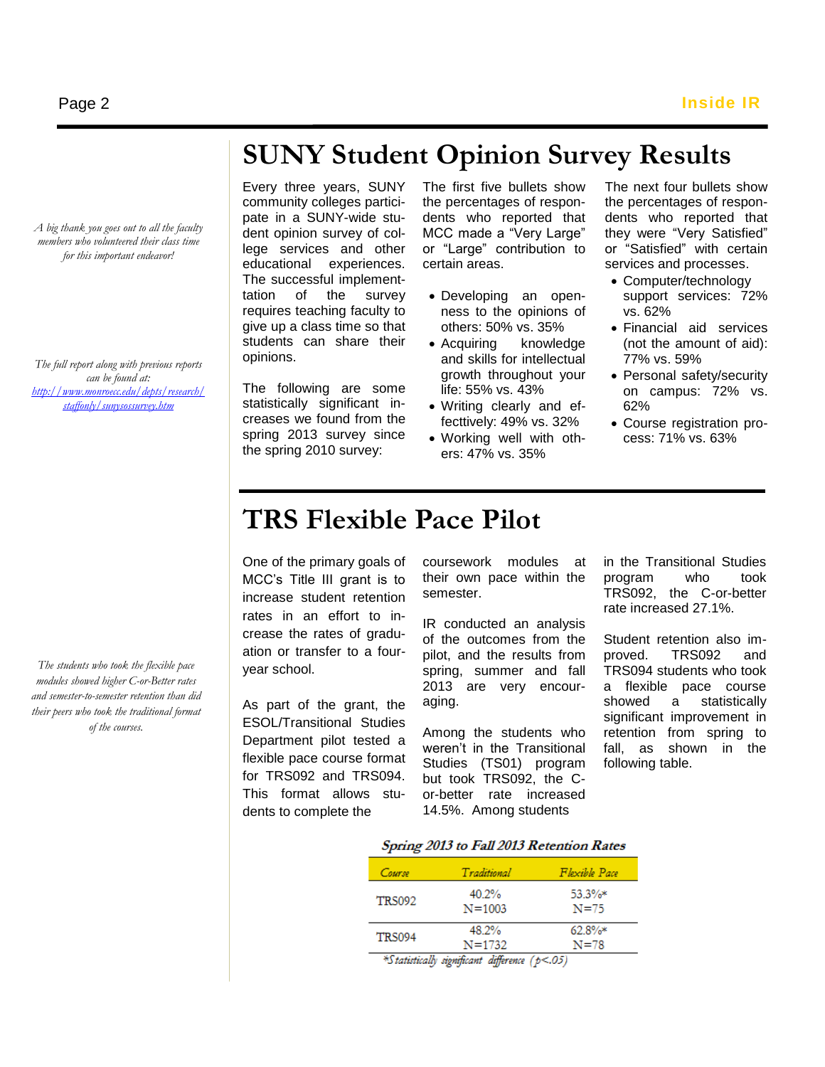# SUNY Student Opinion Survey Results

*A big thank you goes out to all the faculty members who volunteered their class time for this important endeavor!*

*The full report along with previous reports can be found at: [http://www.monroecc.edu/depts/research/staffonly/sunysossurvey.htm](http://www.monroecc.edu/depts/research/staffonly/sunysossurvey.htm)*

Every three years, SUNY community colleges participate in a SUNY-wide student opinion survey of college services and other educational experiences. The successful implementtation of the survey requires teaching faculty to give up a class time so that students can share their opinions.

The following are some statistically significant increases we found from the spring 2013 survey since the spring 2010 survey:

The first five bullets show the percentages of respondents who reported that MCC made a "Very Large" or "Large" contribution to certain areas.

- Developing an openness to the opinions of others: 50% vs. 35%
- Acquiring knowledge and skills for intellectual growth throughout your life: 55% vs. 43%
- Writing clearly and effecttively: 49% vs. 32%
- Working well with others: 47% vs. 35%

The next four bullets show the percentages of respondents who reported that they were "Very Satisfied" or "Satisfied" with certain services and processes.

- Computer/technology support services: 72% vs. 62%
- Financial aid services (not the amount of aid): 77% vs. 59%
- Personal safety/security on campus: 72% vs. 62%
- Course registration process: 71% vs. 63%

# TRS Flexible Pace Pilot

*The students who took the flexible pace modules showed higher C-or-Better rates and semester-to-semester retention than did their peers who took the traditional format of the courses.*

One of the primary goals of MCC's Title III grant is to increase student retention rates in an effort to increase the rates of graduation or transfer to a four-year school.

As part of the grant, the ESOL/Transitional Studies Department pilot tested a flexible pace course format for TRS092 and TRS094. This format allows students to complete the coursework modules at their own pace within the semester.

IR conducted an analysis of the outcomes from the pilot, and the results from spring, summer and fall 2013 are very encouraging.

Among the students who weren't in the Transitional Studies (TS01) program but took TRS092, the C-or-better rate increased 14.5%. Among students in the Transitional Studies program who took TRS092, the C-or-better rate increased 27.1%.

Student retention also improved. TRS092 and TRS094 students who took a flexible pace course showed a statistically significant improvement in retention from spring to fall, as shown in the following table.

***Spring 2013 to Fall 2013 Retention Rates***

| Course | Traditional | Flexible Pace |
|---|---|---|
| TRS092 | 40.2% N=1003 | 53.3%* N=75 |
| TRS094 | 48.2% N=1732 | 62.8%* N=78 |

*\*Statistically significant difference ($p<.05$)*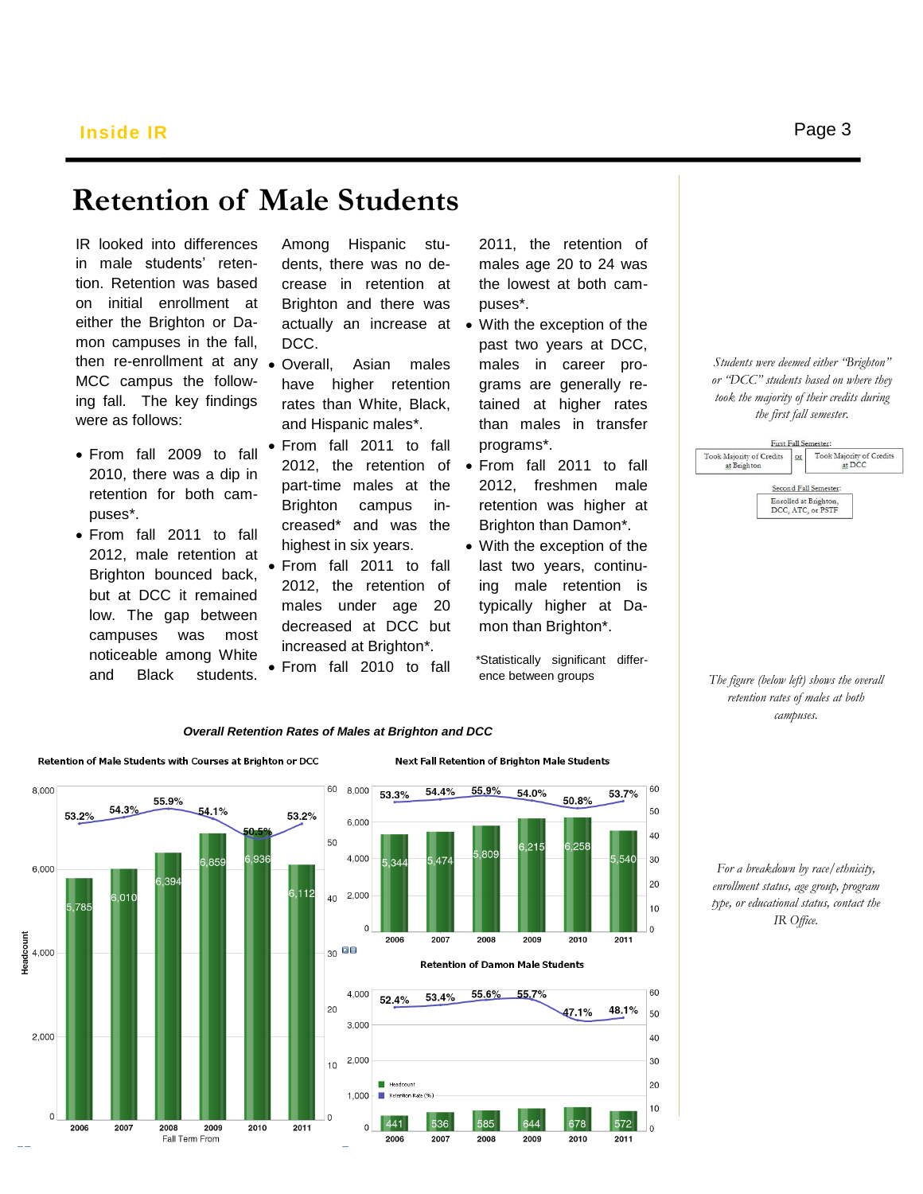# Retention of Male Students

IR looked into differences in male students' retention. Retention was based on initial enrollment at either the Brighton or Damon campuses in the fall, then re-enrollment at any MCC campus the following fall. The key findings were as follows:

- From fall 2009 to fall 2010, there was a dip in retention for both campuses*.
- From fall 2011 to fall 2012, male retention at Brighton bounced back, but at DCC it remained low. The gap between campuses was most noticeable among White and Black students.

Among Hispanic students, there was no decrease in retention at Brighton and there was actually an increase at DCC.

- Overall, Asian males have higher retention rates than White, Black, and Hispanic males*.
- From fall 2011 to fall 2012, the retention of part-time males at the Brighton campus increased* and was the highest in six years.
- From fall 2011 to fall 2012, the retention of males under age 20 decreased at DCC but increased at Brighton*.
- From fall 2010 to fall 2011, the retention of males age 20 to 24 was the lowest at both campuses*.
- With the exception of the past two years at DCC, males in career programs are generally retained at higher rates than males in transfer programs*.
- From fall 2011 to fall 2012, freshmen male retention was higher at Brighton than Damon*.
- With the exception of the last two years, continuing male retention is typically higher at Damon than Brighton*.

*Statistically significant difference between groups

*Students were deemed either "Brighton" or "DCC" students based on where they took the majority of their credits during the first fall semester.*

First Fall Semester: Took Majority of Credits at Brighton **or** Took Majority of Credits at DCC

Second Fall Semester: Enrolled at Brighton, DCC, ATC, or PSTF

*The figure (below left) shows the overall retention rates of males at both campuses.*

*For a breakdown by race/ethnicity, enrollment status, age group, program type, or educational status, contact the IR Office.*

***Overall Retention Rates of Males at Brighton and DCC***

**Retention of Male Students with Courses at Brighton or DCC**

| Fall Term From | Headcount | Retention Rate (%) |
|---|---|---|
| 2006 | 5,785 | 53.2% |
| 2007 | 6,010 | 54.3% |
| 2008 | 6,394 | 55.9% |
| 2009 | 6,859 | 54.1% |
| 2010 | 6,936 | 50.5% |
| 2011 | 6,112 | 53.2% |

**Next Fall Retention of Brighton Male Students**

| Fall Term From | Headcount | Retention Rate (%) |
|---|---|---|
| 2006 | 5,344 | 53.3% |
| 2007 | 5,474 | 54.4% |
| 2008 | 5,809 | 55.9% |
| 2009 | 6,215 | 54.0% |
| 2010 | 6,258 | 50.8% |
| 2011 | 5,540 | 53.7% |

**Retention of Damon Male Students**

| Fall Term From | Headcount | Retention Rate (%) |
|---|---|---|
| 2006 | 441 | 52.4% |
| 2007 | 536 | 53.4% |
| 2008 | 585 | 55.6% |
| 2009 | 644 | 55.7% |
| 2010 | 678 | 47.1% |
| 2011 | 572 | 48.1% |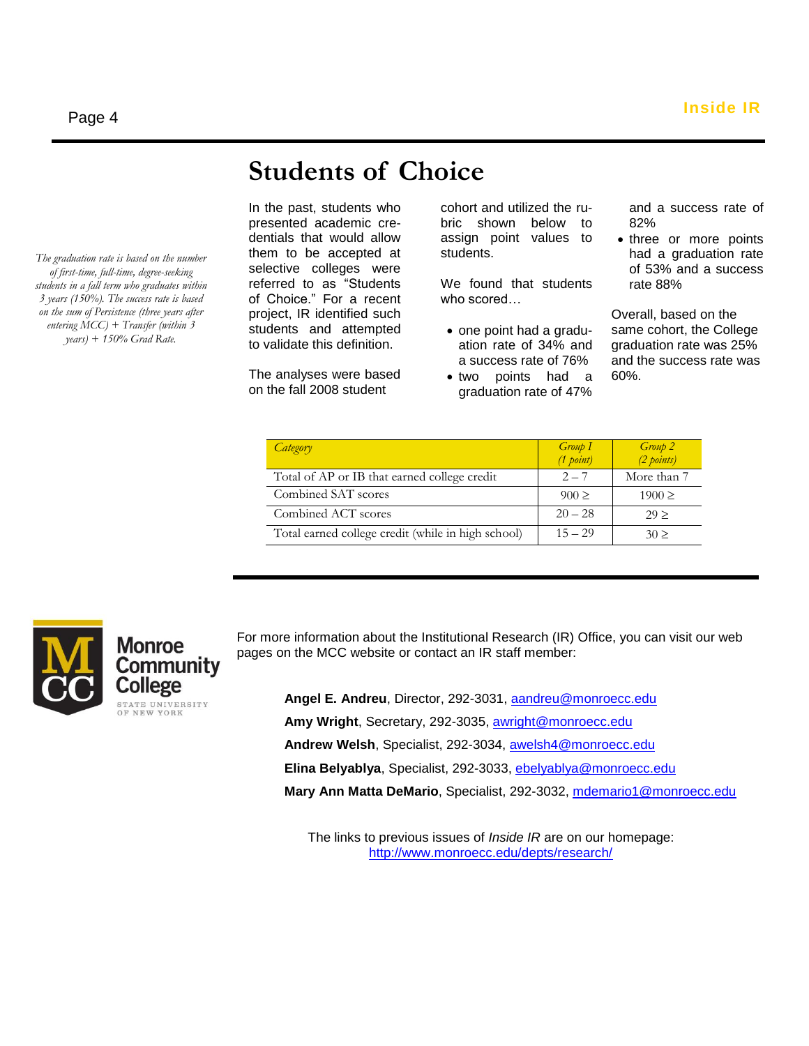# Students of Choice

*The graduation rate is based on the number of first-time, full-time, degree-seeking students in a fall term who graduates within 3 years (150%). The success rate is based on the sum of Persistence (three years after entering MCC) + Transfer (within 3 years) + 150% Grad Rate.*

In the past, students who presented academic credentials that would allow them to be accepted at selective colleges were referred to as "Students of Choice." For a recent project, IR identified such students and attempted to validate this definition.

The analyses were based on the fall 2008 student cohort and utilized the rubric shown below to assign point values to students.

We found that students who scored…

- one point had a graduation rate of 34% and a success rate of 76%
- two points had a graduation rate of 47% and a success rate of 82%
- three or more points had a graduation rate of 53% and a success rate 88%

Overall, based on the same cohort, the College graduation rate was 25% and the success rate was 60%.

| *Category* | *Group I (1 point)* | *Group 2 (2 points)* |
|---|---|---|
| Total of AP or IB that earned college credit | 2 – 7 | More than 7 |
| Combined SAT scores | 900 ≥ | 1900 ≥ |
| Combined ACT scores | 20 – 28 | 29 ≥ |
| Total earned college credit (while in high school) | 15 – 29 | 30 ≥ |

Monroe Community College

STATE UNIVERSITY OF NEW YORK

For more information about the Institutional Research (IR) Office, you can visit our web pages on the MCC website or contact an IR staff member:

**Angel E. Andreu**, Director, 292-3031, aandreu@monroecc.edu

**Amy Wright**, Secretary, 292-3035, awright@monroecc.edu

**Andrew Welsh**, Specialist, 292-3034, awelsh4@monroecc.edu

**Elina Belyablya**, Specialist, 292-3033, ebelyablya@monroecc.edu

**Mary Ann Matta DeMario**, Specialist, 292-3032, mdemario1@monroecc.edu

The links to previous issues of *Inside IR* are on our homepage: http://www.monroecc.edu/depts/research/